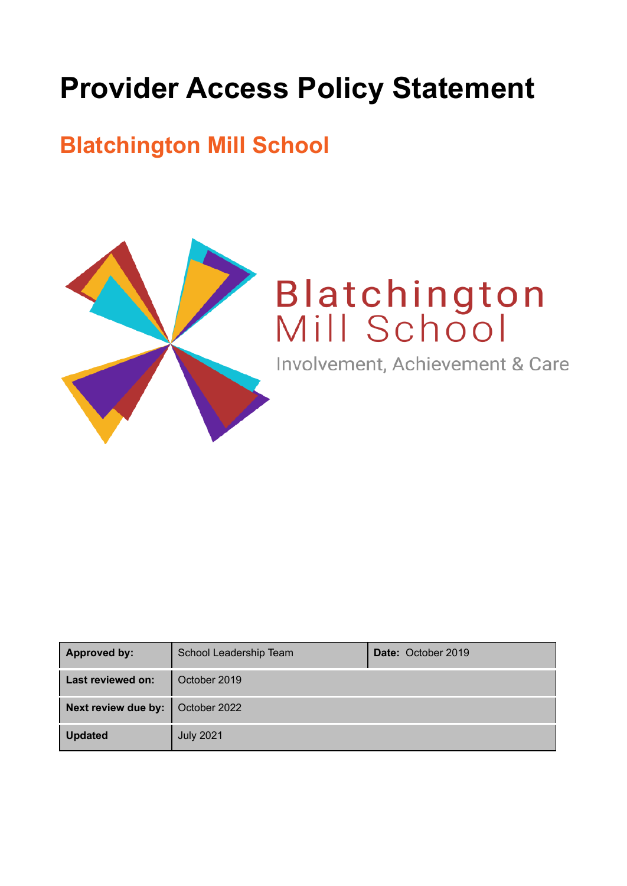# Provider Access Policy Statement

## Blatchington Mill School

Blatchington Mill School

Involvement, Achievement & Care

| **Approved by:** | School Leadership Team | **Date:** October 2019 |
|---|---|---|
| **Last reviewed on:** | October 2019 | |
| **Next review due by:** | October 2022 | |
| **Updated** | July 2021 | |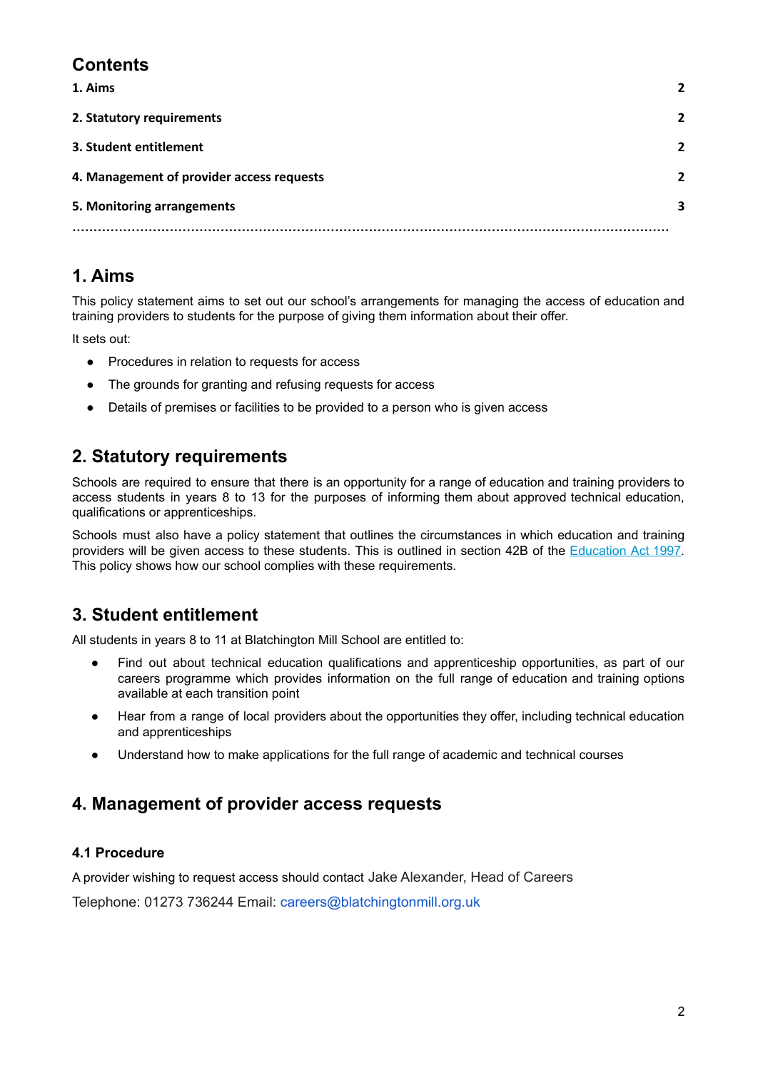## Contents

| | |
|---|---|
| **1. Aims** | **2** |
| **2. Statutory requirements** | **2** |
| **3. Student entitlement** | **2** |
| **4. Management of provider access requests** | **2** |
| **5. Monitoring arrangements** | **3** |

## 1. Aims

This policy statement aims to set out our school's arrangements for managing the access of education and training providers to students for the purpose of giving them information about their offer.

It sets out:

- Procedures in relation to requests for access
- The grounds for granting and refusing requests for access
- Details of premises or facilities to be provided to a person who is given access

## 2. Statutory requirements

Schools are required to ensure that there is an opportunity for a range of education and training providers to access students in years 8 to 13 for the purposes of informing them about approved technical education, qualifications or apprenticeships.

Schools must also have a policy statement that outlines the circumstances in which education and training providers will be given access to these students. This is outlined in section 42B of the [Education Act 1997](). This policy shows how our school complies with these requirements.

## 3. Student entitlement

All students in years 8 to 11 at Blatchington Mill School are entitled to:

- Find out about technical education qualifications and apprenticeship opportunities, as part of our careers programme which provides information on the full range of education and training options available at each transition point
- Hear from a range of local providers about the opportunities they offer, including technical education and apprenticeships
- Understand how to make applications for the full range of academic and technical courses

## 4. Management of provider access requests

### 4.1 Procedure

A provider wishing to request access should contact Jake Alexander, Head of Careers

Telephone: 01273 736244 Email: careers@blatchingtonmill.org.uk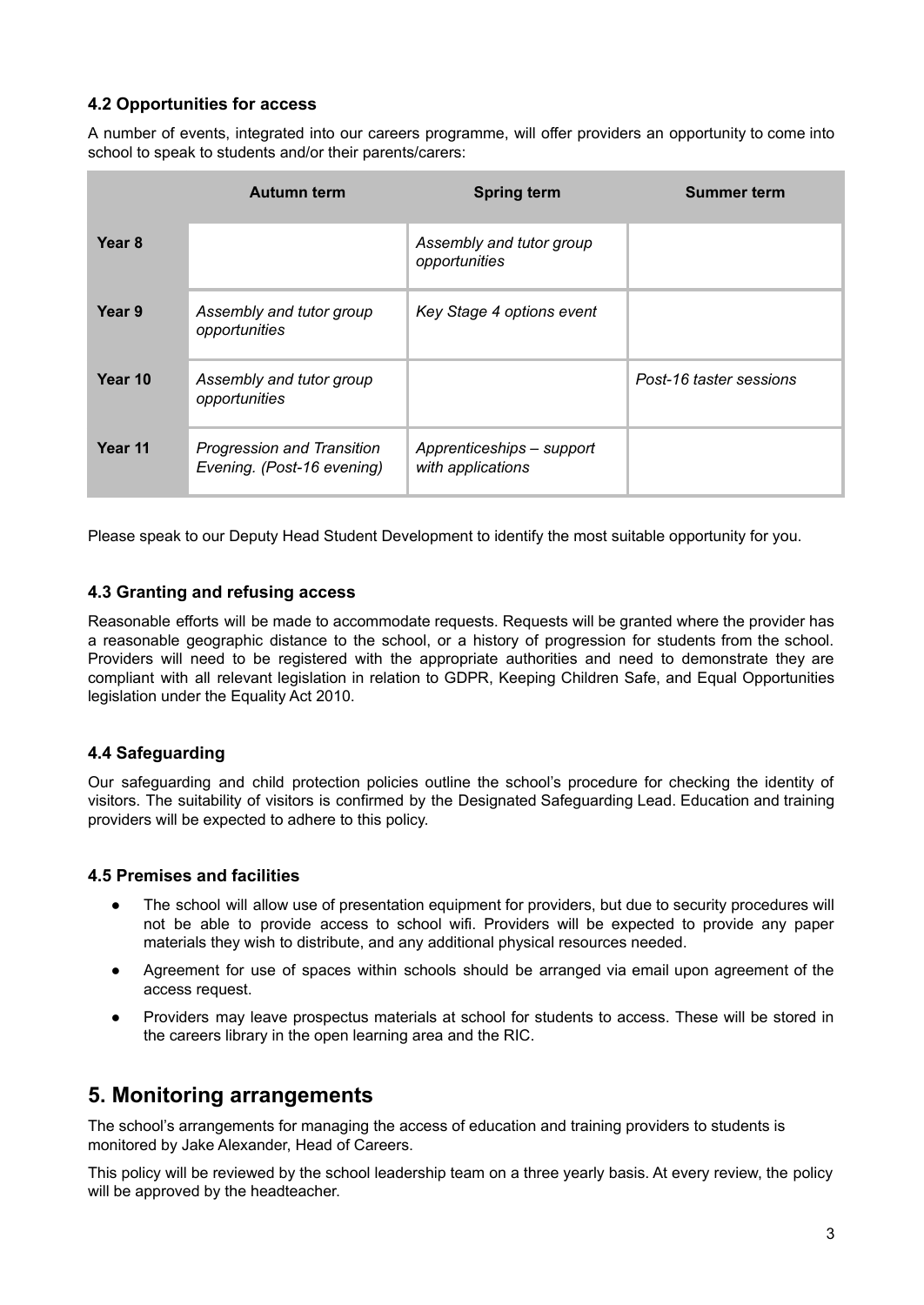### 4.2 Opportunities for access

A number of events, integrated into our careers programme, will offer providers an opportunity to come into school to speak to students and/or their parents/carers:

| | Autumn term | Spring term | Summer term |
|---|---|---|---|
| Year 8 | | *Assembly and tutor group opportunities* | |
| Year 9 | *Assembly and tutor group opportunities* | *Key Stage 4 options event* | |
| Year 10 | *Assembly and tutor group opportunities* | | *Post-16 taster sessions* |
| Year 11 | *Progression and Transition Evening. (Post-16 evening)* | *Apprenticeships – support with applications* | |

Please speak to our Deputy Head Student Development to identify the most suitable opportunity for you.

### 4.3 Granting and refusing access

Reasonable efforts will be made to accommodate requests. Requests will be granted where the provider has a reasonable geographic distance to the school, or a history of progression for students from the school. Providers will need to be registered with the appropriate authorities and need to demonstrate they are compliant with all relevant legislation in relation to GDPR, Keeping Children Safe, and Equal Opportunities legislation under the Equality Act 2010.

### 4.4 Safeguarding

Our safeguarding and child protection policies outline the school's procedure for checking the identity of visitors. The suitability of visitors is confirmed by the Designated Safeguarding Lead. Education and training providers will be expected to adhere to this policy.

### 4.5 Premises and facilities

- The school will allow use of presentation equipment for providers, but due to security procedures will not be able to provide access to school wifi. Providers will be expected to provide any paper materials they wish to distribute, and any additional physical resources needed.
- Agreement for use of spaces within schools should be arranged via email upon agreement of the access request.
- Providers may leave prospectus materials at school for students to access. These will be stored in the careers library in the open learning area and the RIC.

## 5. Monitoring arrangements

The school's arrangements for managing the access of education and training providers to students is monitored by Jake Alexander, Head of Careers.

This policy will be reviewed by the school leadership team on a three yearly basis. At every review, the policy will be approved by the headteacher.